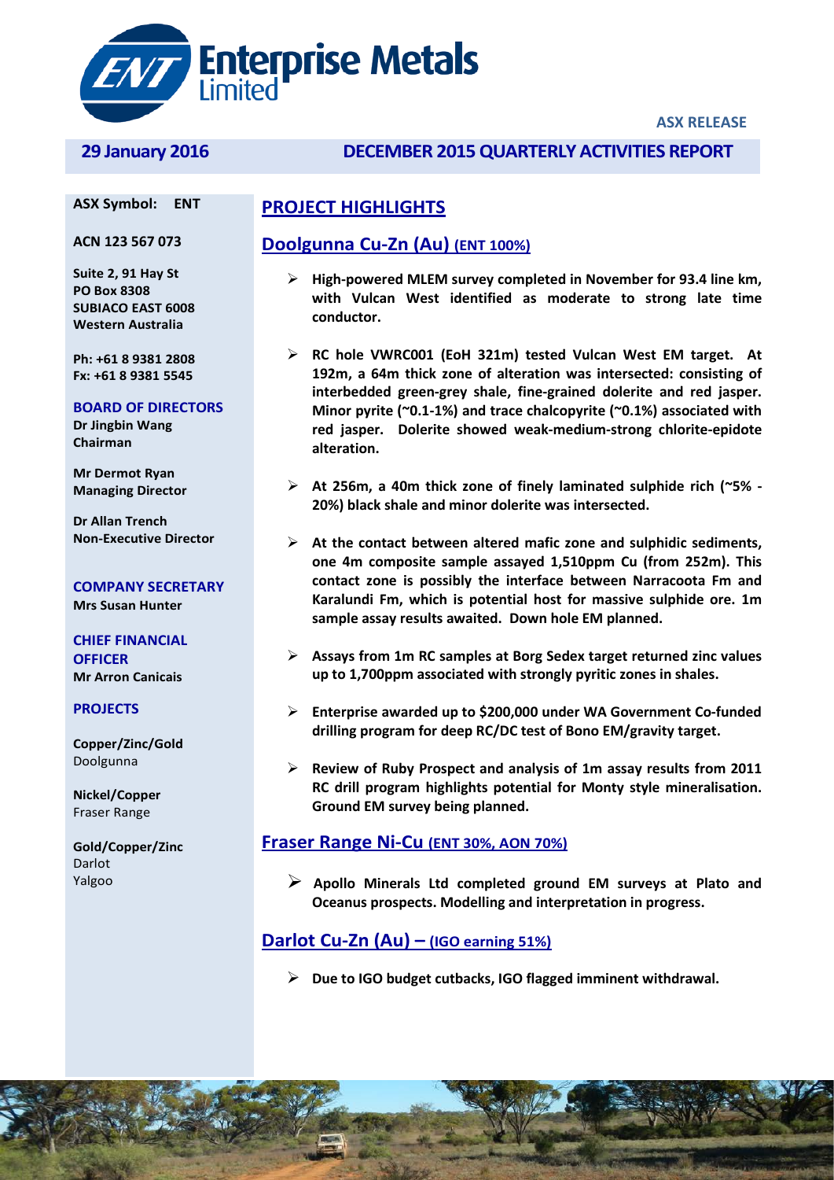**Enterprise Metals Limited**

**ASX RELEASE**

**29 January 2016**

# DECEMBER 2015 QUARTERLY ACTIVITIES REPORT

**ASX Symbol: ENT**

**ACN 123 567 073**

**Suite 2, 91 Hay St**
**PO Box 8308**
**SUBIACO EAST 6008**
**Western Australia**

**Ph: +61 8 9381 2808**
**Fx: +61 8 9381 5545**

**BOARD OF DIRECTORS**

**Dr Jingbin Wang**
**Chairman**

**Mr Dermot Ryan**
**Managing Director**

**Dr Allan Trench**
**Non-Executive Director**

**COMPANY SECRETARY**

**Mrs Susan Hunter**

**CHIEF FINANCIAL OFFICER**

**Mr Arron Canicais**

**PROJECTS**

**Copper/Zinc/Gold**
Doolgunna

**Nickel/Copper**
Fraser Range

**Gold/Copper/Zinc**
Darlot
Yalgoo

## PROJECT HIGHLIGHTS

### Doolgunna Cu-Zn (Au) (ENT 100%)

- **High-powered MLEM survey completed in November for 93.4 line km, with Vulcan West identified as moderate to strong late time conductor.**
- **RC hole VWRC001 (EoH 321m) tested Vulcan West EM target. At 192m, a 64m thick zone of alteration was intersected: consisting of interbedded green-grey shale, fine-grained dolerite and red jasper. Minor pyrite (~0.1-1%) and trace chalcopyrite (~0.1%) associated with red jasper. Dolerite showed weak-medium-strong chlorite-epidote alteration.**
- **At 256m, a 40m thick zone of finely laminated sulphide rich (~5% - 20%) black shale and minor dolerite was intersected.**
- **At the contact between altered mafic zone and sulphidic sediments, one 4m composite sample assayed 1,510ppm Cu (from 252m). This contact zone is possibly the interface between Narracoota Fm and Karalundi Fm, which is potential host for massive sulphide ore. 1m sample assay results awaited. Down hole EM planned.**
- **Assays from 1m RC samples at Borg Sedex target returned zinc values up to 1,700ppm associated with strongly pyritic zones in shales.**
- **Enterprise awarded up to $200,000 under WA Government Co-funded drilling program for deep RC/DC test of Bono EM/gravity target.**
- **Review of Ruby Prospect and analysis of 1m assay results from 2011 RC drill program highlights potential for Monty style mineralisation. Ground EM survey being planned.**

### Fraser Range Ni-Cu (ENT 30%, AON 70%)

- **Apollo Minerals Ltd completed ground EM surveys at Plato and Oceanus prospects. Modelling and interpretation in progress.**

### Darlot Cu-Zn (Au) – (IGO earning 51%)

- **Due to IGO budget cutbacks, IGO flagged imminent withdrawal.**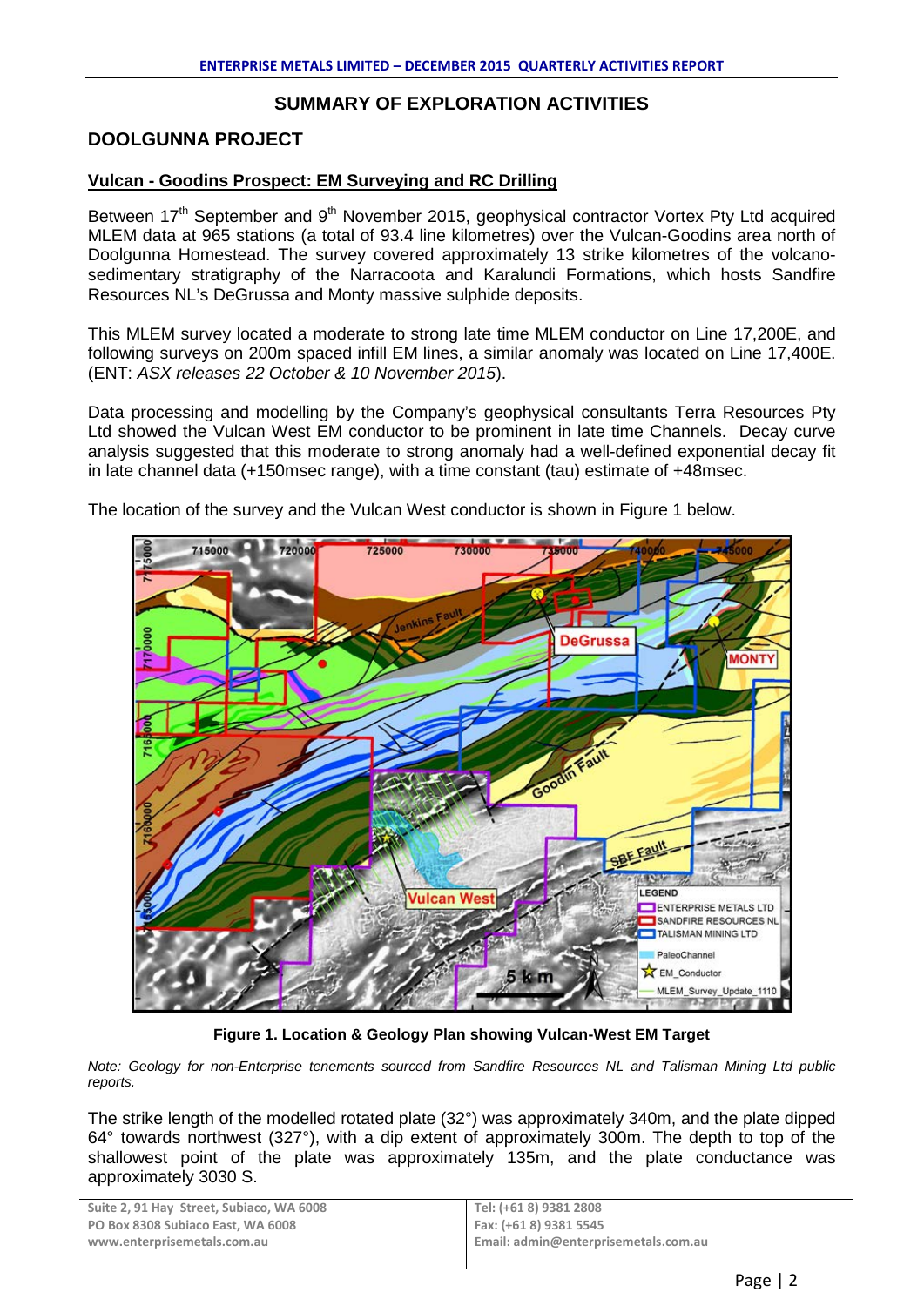## SUMMARY OF EXPLORATION ACTIVITIES

## DOOLGUNNA PROJECT

### Vulcan - Goodins Prospect: EM Surveying and RC Drilling

Between 17th September and 9th November 2015, geophysical contractor Vortex Pty Ltd acquired MLEM data at 965 stations (a total of 93.4 line kilometres) over the Vulcan-Goodins area north of Doolgunna Homestead. The survey covered approximately 13 strike kilometres of the volcano-sedimentary stratigraphy of the Narracoota and Karalundi Formations, which hosts Sandfire Resources NL's DeGrussa and Monty massive sulphide deposits.

This MLEM survey located a moderate to strong late time MLEM conductor on Line 17,200E, and following surveys on 200m spaced infill EM lines, a similar anomaly was located on Line 17,400E. (ENT: *ASX releases 22 October & 10 November 2015*).

Data processing and modelling by the Company's geophysical consultants Terra Resources Pty Ltd showed the Vulcan West EM conductor to be prominent in late time Channels. Decay curve analysis suggested that this moderate to strong anomaly had a well-defined exponential decay fit in late channel data (+150msec range), with a time constant (tau) estimate of +48msec.

The location of the survey and the Vulcan West conductor is shown in Figure 1 below.

**Figure 1. Location & Geology Plan showing Vulcan-West EM Target**

*Note: Geology for non-Enterprise tenements sourced from Sandfire Resources NL and Talisman Mining Ltd public reports.*

The strike length of the modelled rotated plate (32°) was approximately 340m, and the plate dipped 64° towards northwest (327°), with a dip extent of approximately 300m. The depth to top of the shallowest point of the plate was approximately 135m, and the plate conductance was approximately 3030 S.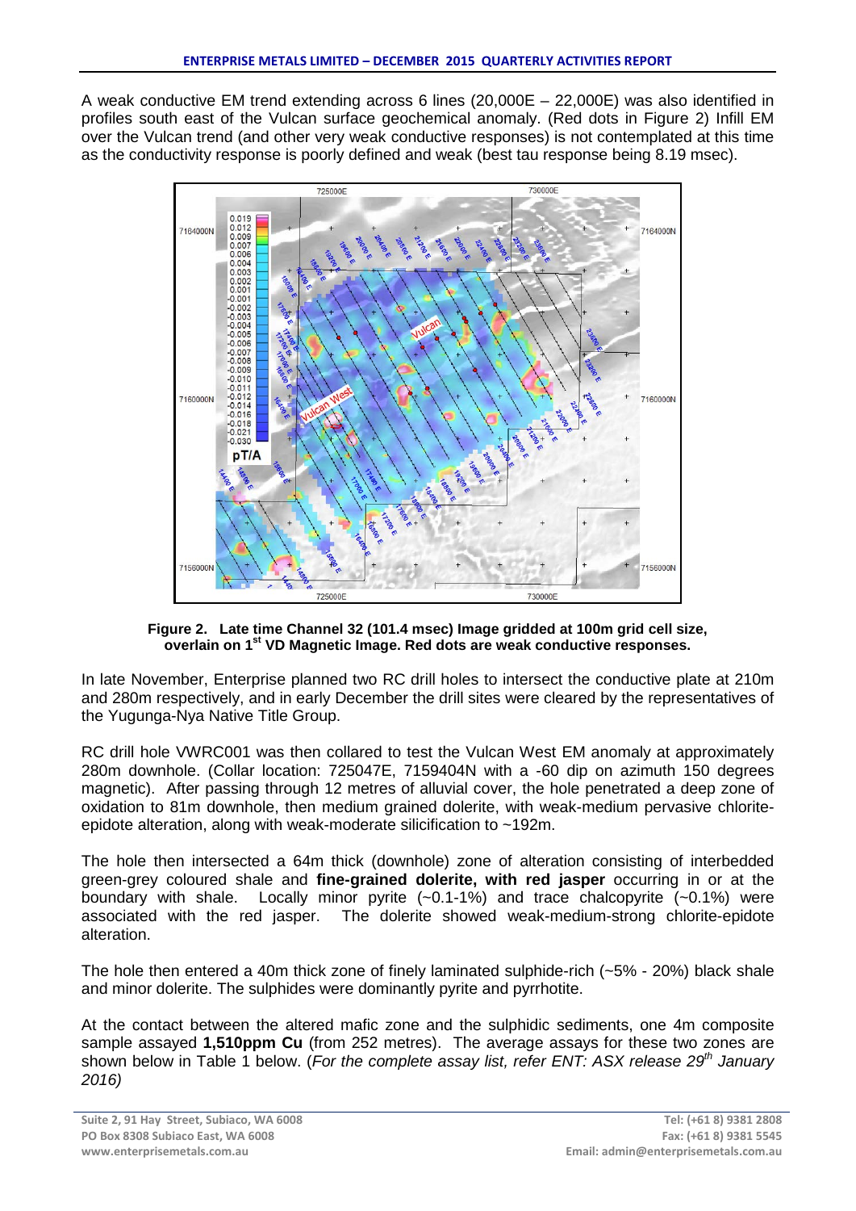A weak conductive EM trend extending across 6 lines (20,000E – 22,000E) was also identified in profiles south east of the Vulcan surface geochemical anomaly. (Red dots in Figure 2) Infill EM over the Vulcan trend (and other very weak conductive responses) is not contemplated at this time as the conductivity response is poorly defined and weak (best tau response being 8.19 msec).

**Figure 2. Late time Channel 32 (101.4 msec) Image gridded at 100m grid cell size, overlain on 1st VD Magnetic Image. Red dots are weak conductive responses.**

In late November, Enterprise planned two RC drill holes to intersect the conductive plate at 210m and 280m respectively, and in early December the drill sites were cleared by the representatives of the Yugunga-Nya Native Title Group.

RC drill hole VWRC001 was then collared to test the Vulcan West EM anomaly at approximately 280m downhole. (Collar location: 725047E, 7159404N with a -60 dip on azimuth 150 degrees magnetic). After passing through 12 metres of alluvial cover, the hole penetrated a deep zone of oxidation to 81m downhole, then medium grained dolerite, with weak-medium pervasive chlorite-epidote alteration, along with weak-moderate silicification to ~192m.

The hole then intersected a 64m thick (downhole) zone of alteration consisting of interbedded green-grey coloured shale and **fine-grained dolerite, with red jasper** occurring in or at the boundary with shale. Locally minor pyrite (~0.1-1%) and trace chalcopyrite (~0.1%) were associated with the red jasper. The dolerite showed weak-medium-strong chlorite-epidote alteration.

The hole then entered a 40m thick zone of finely laminated sulphide-rich (~5% - 20%) black shale and minor dolerite. The sulphides were dominantly pyrite and pyrrhotite.

At the contact between the altered mafic zone and the sulphidic sediments, one 4m composite sample assayed **1,510ppm Cu** (from 252 metres). The average assays for these two zones are shown below in Table 1 below. (*For the complete assay list, refer ENT: ASX release 29th January 2016)*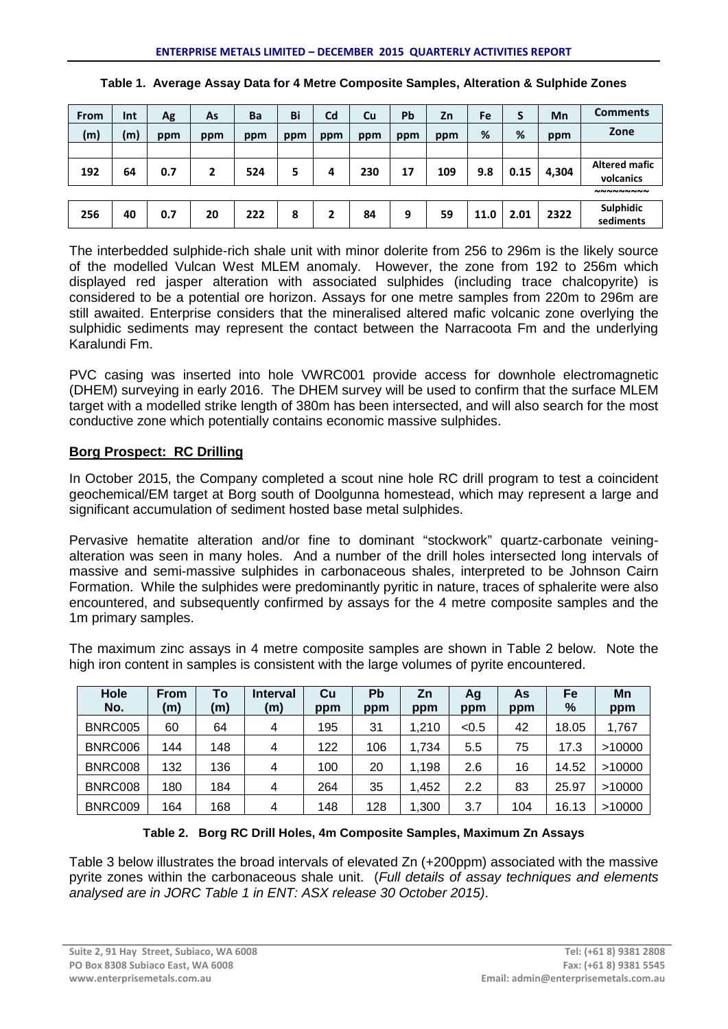**Table 1. Average Assay Data for 4 Metre Composite Samples, Alteration & Sulphide Zones**

| From | Int | Ag | As | Ba | Bi | Cd | Cu | Pb | Zn | Fe | S | Mn | Comments |
|---|---|---|---|---|---|---|---|---|---|---|---|---|---|
| (m) | (m) | ppm | ppm | ppm | ppm | ppm | ppm | ppm | ppm | % | % | ppm | Zone |
| 192 | 64 | 0.7 | 2 | 524 | 5 | 4 | 230 | 17 | 109 | 9.8 | 0.15 | 4,304 | Altered mafic volcanics |
| | | | | | | | | | | | | | ~~~~~~~~~ |
| 256 | 40 | 0.7 | 20 | 222 | 8 | 2 | 84 | 9 | 59 | 11.0 | 2.01 | 2322 | Sulphidic sediments |

The interbedded sulphide-rich shale unit with minor dolerite from 256 to 296m is the likely source of the modelled Vulcan West MLEM anomaly. However, the zone from 192 to 256m which displayed red jasper alteration with associated sulphides (including trace chalcopyrite) is considered to be a potential ore horizon. Assays for one metre samples from 220m to 296m are still awaited. Enterprise considers that the mineralised altered mafic volcanic zone overlying the sulphidic sediments may represent the contact between the Narracoota Fm and the underlying Karalundi Fm.

PVC casing was inserted into hole VWRC001 provide access for downhole electromagnetic (DHEM) surveying in early 2016. The DHEM survey will be used to confirm that the surface MLEM target with a modelled strike length of 380m has been intersected, and will also search for the most conductive zone which potentially contains economic massive sulphides.

## **Borg Prospect: RC Drilling**

In October 2015, the Company completed a scout nine hole RC drill program to test a coincident geochemical/EM target at Borg south of Doolgunna homestead, which may represent a large and significant accumulation of sediment hosted base metal sulphides.

Pervasive hematite alteration and/or fine to dominant "stockwork" quartz-carbonate veining-alteration was seen in many holes. And a number of the drill holes intersected long intervals of massive and semi-massive sulphides in carbonaceous shales, interpreted to be Johnson Cairn Formation. While the sulphides were predominantly pyritic in nature, traces of sphalerite were also encountered, and subsequently confirmed by assays for the 4 metre composite samples and the 1m primary samples.

The maximum zinc assays in 4 metre composite samples are shown in Table 2 below. Note the high iron content in samples is consistent with the large volumes of pyrite encountered.

| Hole No. | From (m) | To (m) | Interval (m) | Cu ppm | Pb ppm | Zn ppm | Ag ppm | As ppm | Fe % | Mn ppm |
|---|---|---|---|---|---|---|---|---|---|---|
| BNRC005 | 60 | 64 | 4 | 195 | 31 | 1,210 | <0.5 | 42 | 18.05 | 1,767 |
| BNRC006 | 144 | 148 | 4 | 122 | 106 | 1,734 | 5.5 | 75 | 17.3 | >10000 |
| BNRC008 | 132 | 136 | 4 | 100 | 20 | 1,198 | 2.6 | 16 | 14.52 | >10000 |
| BNRC008 | 180 | 184 | 4 | 264 | 35 | 1,452 | 2.2 | 83 | 25.97 | >10000 |
| BNRC009 | 164 | 168 | 4 | 148 | 128 | 1,300 | 3.7 | 104 | 16.13 | >10000 |

**Table 2. Borg RC Drill Holes, 4m Composite Samples, Maximum Zn Assays**

Table 3 below illustrates the broad intervals of elevated Zn (+200ppm) associated with the massive pyrite zones within the carbonaceous shale unit. (*Full details of assay techniques and elements analysed are in JORC Table 1 in ENT: ASX release 30 October 2015)*.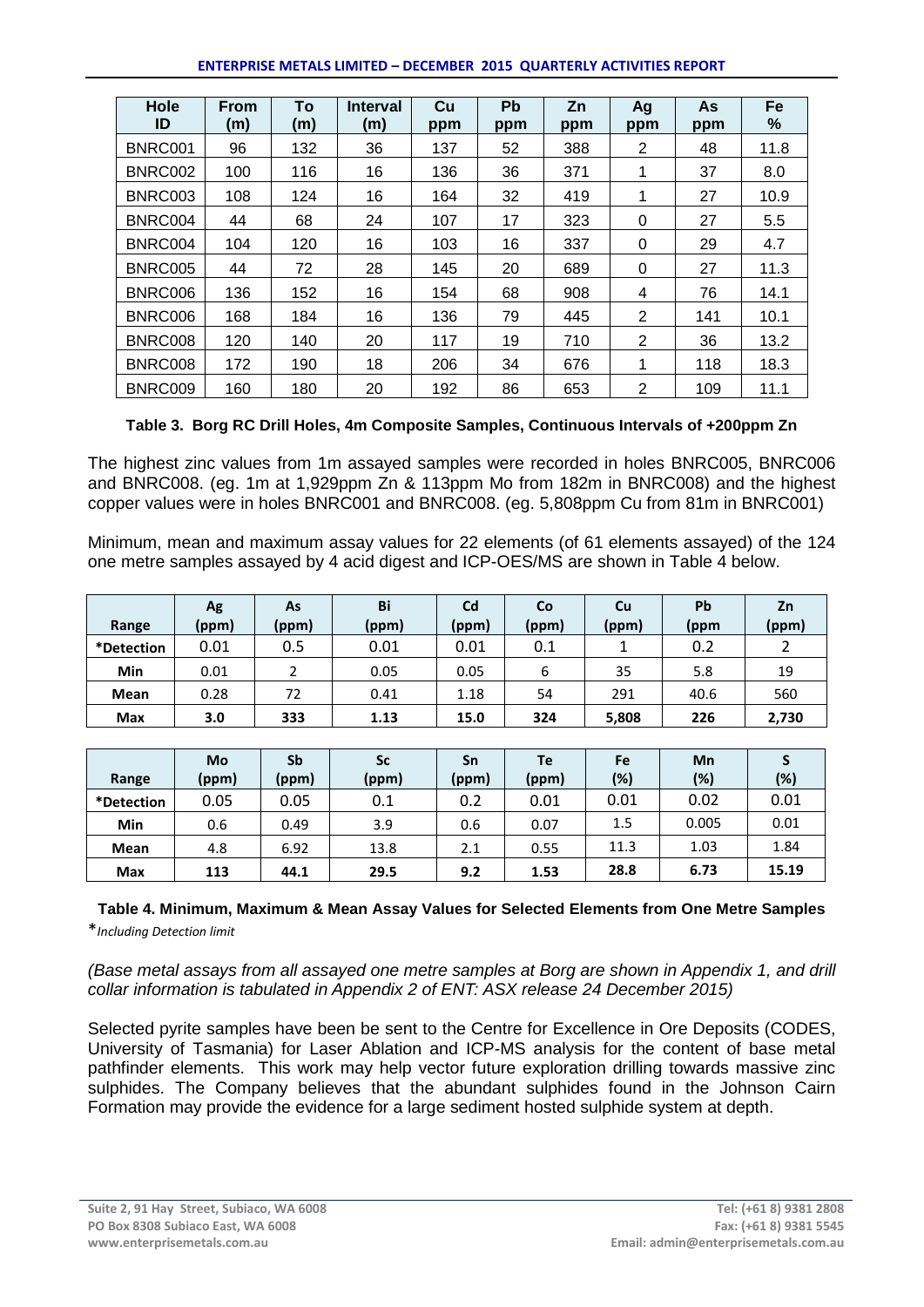| Hole ID | From (m) | To (m) | Interval (m) | Cu ppm | Pb ppm | Zn ppm | Ag ppm | As ppm | Fe % |
|---|---|---|---|---|---|---|---|---|---|
| BNRC001 | 96 | 132 | 36 | 137 | 52 | 388 | 2 | 48 | 11.8 |
| BNRC002 | 100 | 116 | 16 | 136 | 36 | 371 | 1 | 37 | 8.0 |
| BNRC003 | 108 | 124 | 16 | 164 | 32 | 419 | 1 | 27 | 10.9 |
| BNRC004 | 44 | 68 | 24 | 107 | 17 | 323 | 0 | 27 | 5.5 |
| BNRC004 | 104 | 120 | 16 | 103 | 16 | 337 | 0 | 29 | 4.7 |
| BNRC005 | 44 | 72 | 28 | 145 | 20 | 689 | 0 | 27 | 11.3 |
| BNRC006 | 136 | 152 | 16 | 154 | 68 | 908 | 4 | 76 | 14.1 |
| BNRC006 | 168 | 184 | 16 | 136 | 79 | 445 | 2 | 141 | 10.1 |
| BNRC008 | 120 | 140 | 20 | 117 | 19 | 710 | 2 | 36 | 13.2 |
| BNRC008 | 172 | 190 | 18 | 206 | 34 | 676 | 1 | 118 | 18.3 |
| BNRC009 | 160 | 180 | 20 | 192 | 86 | 653 | 2 | 109 | 11.1 |

**Table 3. Borg RC Drill Holes, 4m Composite Samples, Continuous Intervals of +200ppm Zn**

The highest zinc values from 1m assayed samples were recorded in holes BNRC005, BNRC006 and BNRC008. (eg. 1m at 1,929ppm Zn & 113ppm Mo from 182m in BNRC008) and the highest copper values were in holes BNRC001 and BNRC008. (eg. 5,808ppm Cu from 81m in BNRC001)

Minimum, mean and maximum assay values for 22 elements (of 61 elements assayed) of the 124 one metre samples assayed by 4 acid digest and ICP-OES/MS are shown in Table 4 below.

| Range | Ag (ppm) | As (ppm) | Bi (ppm) | Cd (ppm) | Co (ppm) | Cu (ppm) | Pb (ppm | Zn (ppm) |
|---|---|---|---|---|---|---|---|---|
| *Detection | 0.01 | 0.5 | 0.01 | 0.01 | 0.1 | 1 | 0.2 | 2 |
| Min | 0.01 | 2 | 0.05 | 0.05 | 6 | 35 | 5.8 | 19 |
| Mean | 0.28 | 72 | 0.41 | 1.18 | 54 | 291 | 40.6 | 560 |
| Max | **3.0** | **333** | **1.13** | **15.0** | **324** | **5,808** | **226** | **2,730** |

| Range | Mo (ppm) | Sb (ppm) | Sc (ppm) | Sn (ppm) | Te (ppm) | Fe (%) | Mn (%) | S (%) |
|---|---|---|---|---|---|---|---|---|
| *Detection | 0.05 | 0.05 | 0.1 | 0.2 | 0.01 | 0.01 | 0.02 | 0.01 |
| Min | 0.6 | 0.49 | 3.9 | 0.6 | 0.07 | 1.5 | 0.005 | 0.01 |
| Mean | 4.8 | 6.92 | 13.8 | 2.1 | 0.55 | 11.3 | 1.03 | 1.84 |
| Max | **113** | **44.1** | **29.5** | **9.2** | **1.53** | **28.8** | **6.73** | **15.19** |

**Table 4. Minimum, Maximum & Mean Assay Values for Selected Elements from One Metre Samples**

**Including Detection limit*

*(Base metal assays from all assayed one metre samples at Borg are shown in Appendix 1, and drill collar information is tabulated in Appendix 2 of ENT: ASX release 24 December 2015)*

Selected pyrite samples have been be sent to the Centre for Excellence in Ore Deposits (CODES, University of Tasmania) for Laser Ablation and ICP-MS analysis for the content of base metal pathfinder elements. This work may help vector future exploration drilling towards massive zinc sulphides. The Company believes that the abundant sulphides found in the Johnson Cairn Formation may provide the evidence for a large sediment hosted sulphide system at depth.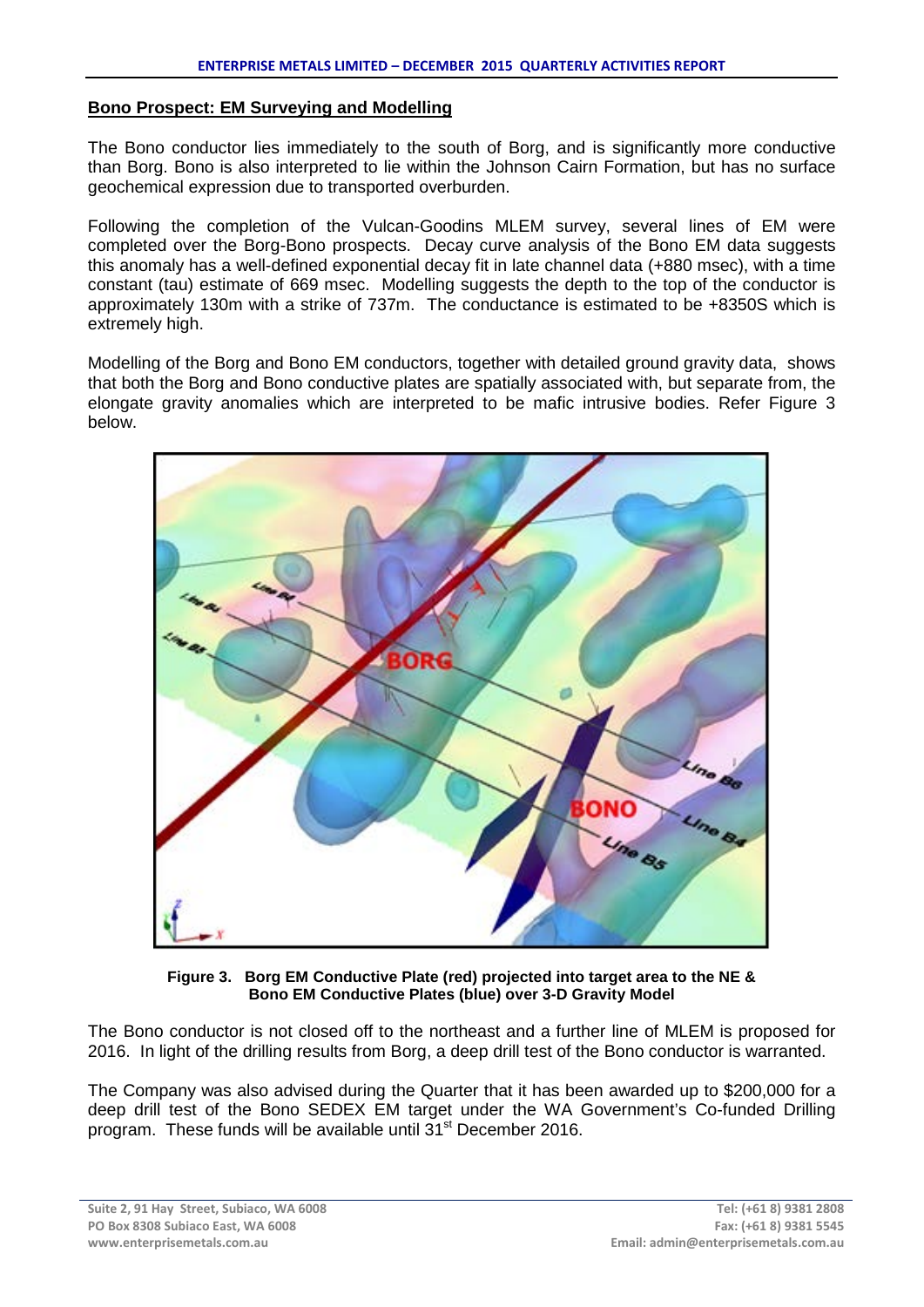## Bono Prospect: EM Surveying and Modelling

The Bono conductor lies immediately to the south of Borg, and is significantly more conductive than Borg. Bono is also interpreted to lie within the Johnson Cairn Formation, but has no surface geochemical expression due to transported overburden.

Following the completion of the Vulcan-Goodins MLEM survey, several lines of EM were completed over the Borg-Bono prospects. Decay curve analysis of the Bono EM data suggests this anomaly has a well-defined exponential decay fit in late channel data (+880 msec), with a time constant (tau) estimate of 669 msec. Modelling suggests the depth to the top of the conductor is approximately 130m with a strike of 737m. The conductance is estimated to be +8350S which is extremely high.

Modelling of the Borg and Bono EM conductors, together with detailed ground gravity data, shows that both the Borg and Bono conductive plates are spatially associated with, but separate from, the elongate gravity anomalies which are interpreted to be mafic intrusive bodies. Refer Figure 3 below.

**Figure 3. Borg EM Conductive Plate (red) projected into target area to the NE & Bono EM Conductive Plates (blue) over 3-D Gravity Model**

The Bono conductor is not closed off to the northeast and a further line of MLEM is proposed for 2016. In light of the drilling results from Borg, a deep drill test of the Bono conductor is warranted.

The Company was also advised during the Quarter that it has been awarded up to $200,000 for a deep drill test of the Bono SEDEX EM target under the WA Government's Co-funded Drilling program. These funds will be available until 31st December 2016.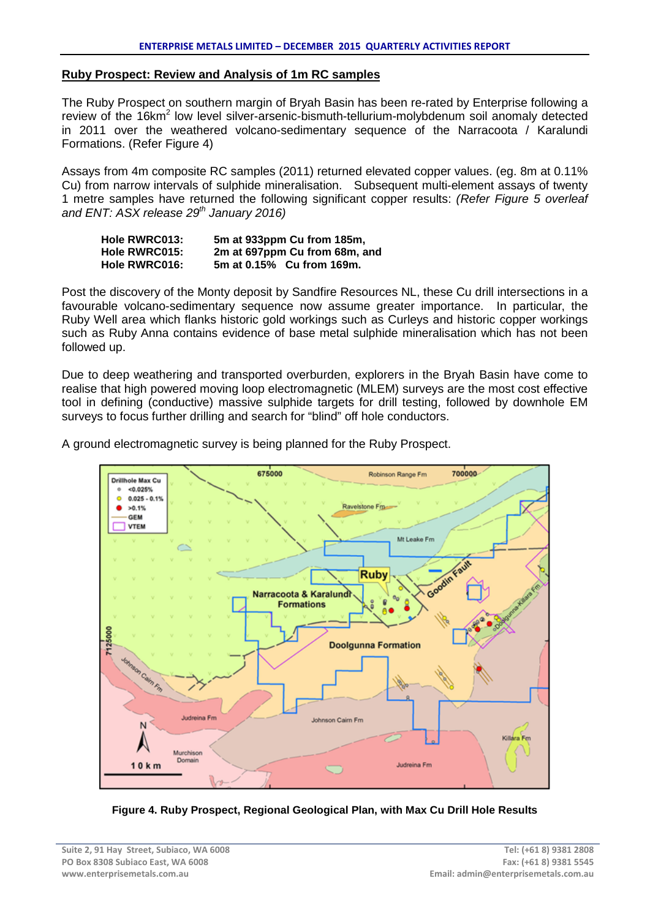## Ruby Prospect: Review and Analysis of 1m RC samples

The Ruby Prospect on southern margin of Bryah Basin has been re-rated by Enterprise following a review of the 16km$^2$ low level silver-arsenic-bismuth-tellurium-molybdenum soil anomaly detected in 2011 over the weathered volcano-sedimentary sequence of the Narracoota / Karalundi Formations. (Refer Figure 4)

Assays from 4m composite RC samples (2011) returned elevated copper values. (eg. 8m at 0.11% Cu) from narrow intervals of sulphide mineralisation. Subsequent multi-element assays of twenty 1 metre samples have returned the following significant copper results: *(Refer Figure 5 overleaf and ENT: ASX release 29th January 2016)*

| | |
|---|---|
| **Hole RWRC013:** | **5m at 933ppm Cu from 185m,** |
| **Hole RWRC015:** | **2m at 697ppm Cu from 68m, and** |
| **Hole RWRC016:** | **5m at 0.15% Cu from 169m.** |

Post the discovery of the Monty deposit by Sandfire Resources NL, these Cu drill intersections in a favourable volcano-sedimentary sequence now assume greater importance. In particular, the Ruby Well area which flanks historic gold workings such as Curleys and historic copper workings such as Ruby Anna contains evidence of base metal sulphide mineralisation which has not been followed up.

Due to deep weathering and transported overburden, explorers in the Bryah Basin have come to realise that high powered moving loop electromagnetic (MLEM) surveys are the most cost effective tool in defining (conductive) massive sulphide targets for drill testing, followed by downhole EM surveys to focus further drilling and search for "blind" off hole conductors.

A ground electromagnetic survey is being planned for the Ruby Prospect.

**Figure 4. Ruby Prospect, Regional Geological Plan, with Max Cu Drill Hole Results**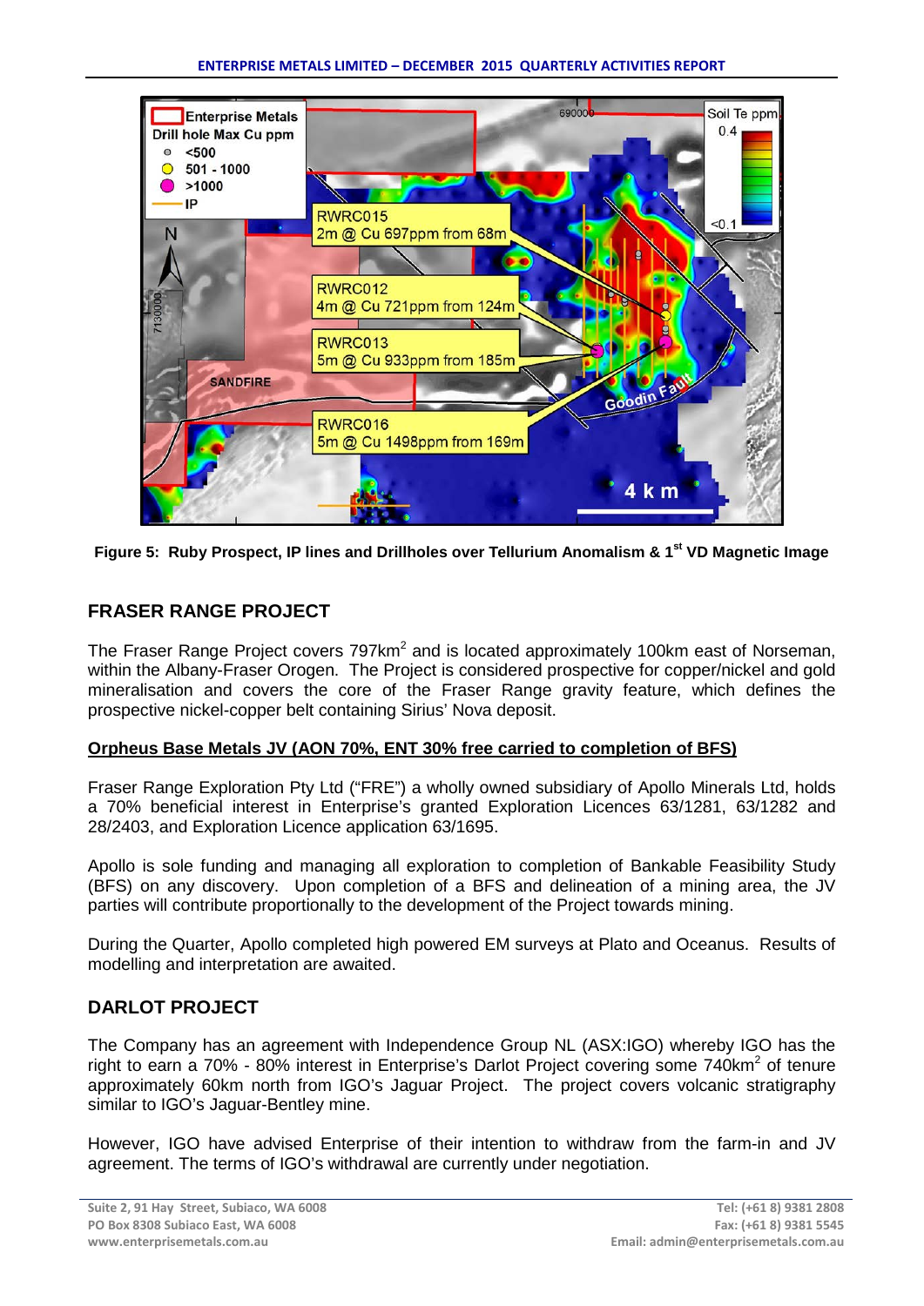Figure 5: Ruby Prospect, IP lines and Drillholes over Tellurium Anomalism & 1st VD Magnetic Image

## FRASER RANGE PROJECT

The Fraser Range Project covers 797km$^2$ and is located approximately 100km east of Norseman, within the Albany-Fraser Orogen. The Project is considered prospective for copper/nickel and gold mineralisation and covers the core of the Fraser Range gravity feature, which defines the prospective nickel-copper belt containing Sirius' Nova deposit.

**Orpheus Base Metals JV (AON 70%, ENT 30% free carried to completion of BFS)**

Fraser Range Exploration Pty Ltd ("FRE") a wholly owned subsidiary of Apollo Minerals Ltd, holds a 70% beneficial interest in Enterprise's granted Exploration Licences 63/1281, 63/1282 and 28/2403, and Exploration Licence application 63/1695.

Apollo is sole funding and managing all exploration to completion of Bankable Feasibility Study (BFS) on any discovery. Upon completion of a BFS and delineation of a mining area, the JV parties will contribute proportionally to the development of the Project towards mining.

During the Quarter, Apollo completed high powered EM surveys at Plato and Oceanus. Results of modelling and interpretation are awaited.

## DARLOT PROJECT

The Company has an agreement with Independence Group NL (ASX:IGO) whereby IGO has the right to earn a 70% - 80% interest in Enterprise's Darlot Project covering some 740km$^2$ of tenure approximately 60km north from IGO's Jaguar Project. The project covers volcanic stratigraphy similar to IGO's Jaguar-Bentley mine.

However, IGO have advised Enterprise of their intention to withdraw from the farm-in and JV agreement. The terms of IGO's withdrawal are currently under negotiation.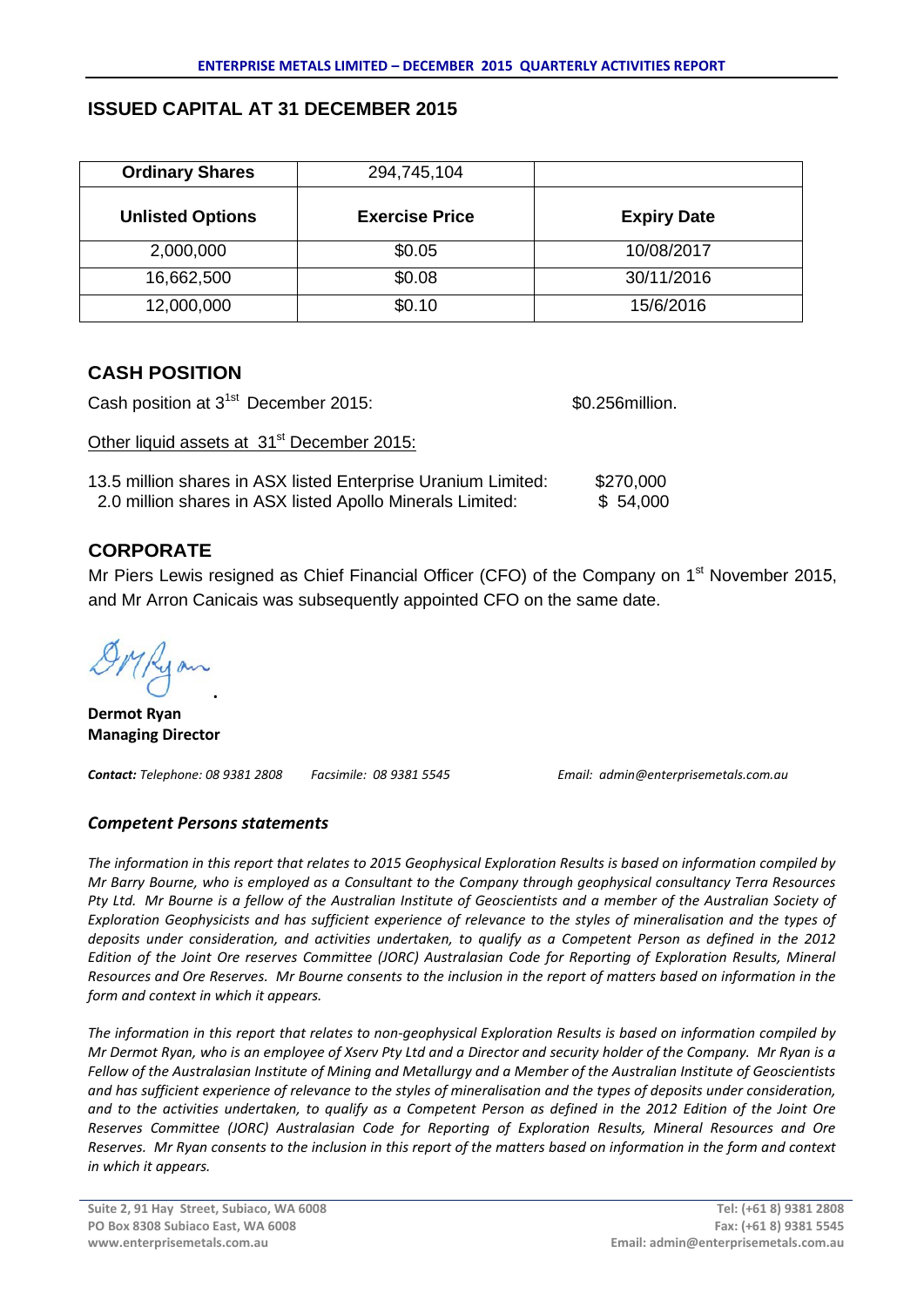## ISSUED CAPITAL AT 31 DECEMBER 2015

| Ordinary Shares | 294,745,104 | |
|---|---|---|
| **Unlisted Options** | **Exercise Price** | **Expiry Date** |
| 2,000,000 | $0.05 | 10/08/2017 |
| 16,662,500 | $0.08 | 30/11/2016 |
| 12,000,000 | $0.10 | 15/6/2016 |

## CASH POSITION

Cash position at 3[1st] December 2015: $0.256million.

Other liquid assets at 31[st] December 2015:

13.5 million shares in ASX listed Enterprise Uranium Limited: $270,000
2.0 million shares in ASX listed Apollo Minerals Limited: $ 54,000

## CORPORATE

Mr Piers Lewis resigned as Chief Financial Officer (CFO) of the Company on 1[st] November 2015, and Mr Arron Canicais was subsequently appointed CFO on the same date.

**Dermot Ryan**
**Managing Director**

***Contact:*** *Telephone: 08 9381 2808* *Facsimile: 08 9381 5545* *Email: admin@enterprisemetals.com.au*

### *Competent Persons statements*

*The information in this report that relates to 2015 Geophysical Exploration Results is based on information compiled by Mr Barry Bourne, who is employed as a Consultant to the Company through geophysical consultancy Terra Resources Pty Ltd. Mr Bourne is a fellow of the Australian Institute of Geoscientists and a member of the Australian Society of Exploration Geophysicists and has sufficient experience of relevance to the styles of mineralisation and the types of deposits under consideration, and activities undertaken, to qualify as a Competent Person as defined in the 2012 Edition of the Joint Ore reserves Committee (JORC) Australasian Code for Reporting of Exploration Results, Mineral Resources and Ore Reserves. Mr Bourne consents to the inclusion in the report of matters based on information in the form and context in which it appears.*

*The information in this report that relates to non-geophysical Exploration Results is based on information compiled by Mr Dermot Ryan, who is an employee of Xserv Pty Ltd and a Director and security holder of the Company. Mr Ryan is a Fellow of the Australasian Institute of Mining and Metallurgy and a Member of the Australian Institute of Geoscientists and has sufficient experience of relevance to the styles of mineralisation and the types of deposits under consideration, and to the activities undertaken, to qualify as a Competent Person as defined in the 2012 Edition of the Joint Ore Reserves Committee (JORC) Australasian Code for Reporting of Exploration Results, Mineral Resources and Ore Reserves. Mr Ryan consents to the inclusion in this report of the matters based on information in the form and context in which it appears.*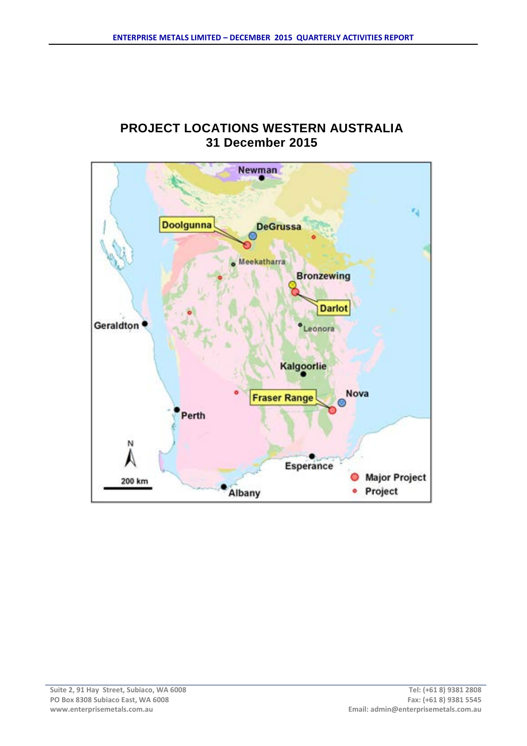## PROJECT LOCATIONS WESTERN AUSTRALIA
## 31 December 2015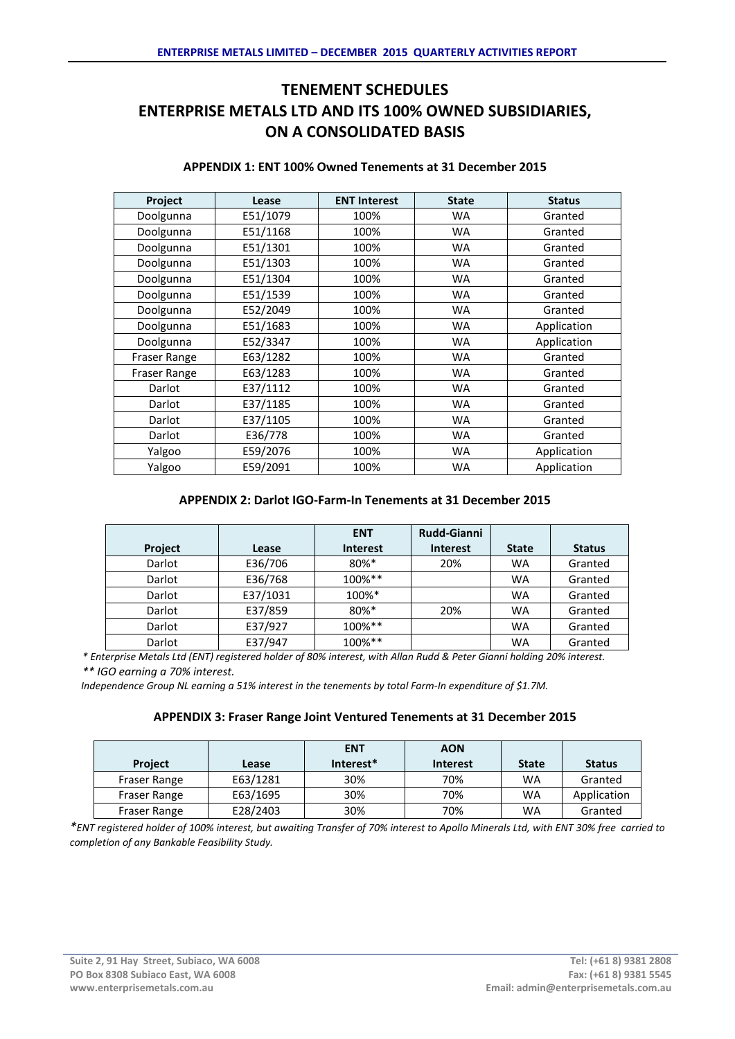# TENEMENT SCHEDULES
# ENTERPRISE METALS LTD AND ITS 100% OWNED SUBSIDIARIES, ON A CONSOLIDATED BASIS

### APPENDIX 1: ENT 100% Owned Tenements at 31 December 2015

| Project | Lease | ENT Interest | State | Status |
|---|---|---|---|---|
| Doolgunna | E51/1079 | 100% | WA | Granted |
| Doolgunna | E51/1168 | 100% | WA | Granted |
| Doolgunna | E51/1301 | 100% | WA | Granted |
| Doolgunna | E51/1303 | 100% | WA | Granted |
| Doolgunna | E51/1304 | 100% | WA | Granted |
| Doolgunna | E51/1539 | 100% | WA | Granted |
| Doolgunna | E52/2049 | 100% | WA | Granted |
| Doolgunna | E51/1683 | 100% | WA | Application |
| Doolgunna | E52/3347 | 100% | WA | Application |
| Fraser Range | E63/1282 | 100% | WA | Granted |
| Fraser Range | E63/1283 | 100% | WA | Granted |
| Darlot | E37/1112 | 100% | WA | Granted |
| Darlot | E37/1185 | 100% | WA | Granted |
| Darlot | E37/1105 | 100% | WA | Granted |
| Darlot | E36/778 | 100% | WA | Granted |
| Yalgoo | E59/2076 | 100% | WA | Application |
| Yalgoo | E59/2091 | 100% | WA | Application |

### APPENDIX 2: Darlot IGO-Farm-In Tenements at 31 December 2015

| Project | Lease | ENT Interest | Rudd-Gianni Interest | State | Status |
|---|---|---|---|---|---|
| Darlot | E36/706 | 80%* | 20% | WA | Granted |
| Darlot | E36/768 | 100%** | | WA | Granted |
| Darlot | E37/1031 | 100%* | | WA | Granted |
| Darlot | E37/859 | 80%* | 20% | WA | Granted |
| Darlot | E37/927 | 100%** | | WA | Granted |
| Darlot | E37/947 | 100%** | | WA | Granted |

*\* Enterprise Metals Ltd (ENT) registered holder of 80% interest, with Allan Rudd & Peter Gianni holding 20% interest.*

*\*\* IGO earning a 70% interest.*

*Independence Group NL earning a 51% interest in the tenements by total Farm-In expenditure of $1.7M.*

### APPENDIX 3: Fraser Range Joint Ventured Tenements at 31 December 2015

| Project | Lease | ENT Interest* | AON Interest | State | Status |
|---|---|---|---|---|---|
| Fraser Range | E63/1281 | 30% | 70% | WA | Granted |
| Fraser Range | E63/1695 | 30% | 70% | WA | Application |
| Fraser Range | E28/2403 | 30% | 70% | WA | Granted |

*\*ENT registered holder of 100% interest, but awaiting Transfer of 70% interest to Apollo Minerals Ltd, with ENT 30% free carried to completion of any Bankable Feasibility Study.*

Suite 2, 91 Hay Street, Subiaco, WA 6008
PO Box 8308 Subiaco East, WA 6008
www.enterprisemetals.com.au

Tel: (+61 8) 9381 2808
Fax: (+61 8) 9381 5545
Email: admin@enterprisemetals.com.au